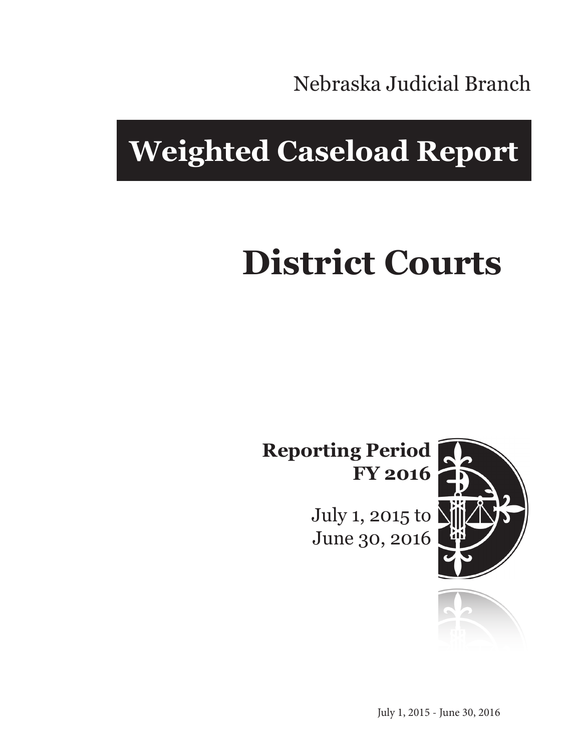Nebraska Judicial Branch

# Weighted Caseload Report

# District Courts

**Reporting Period**
**FY 2016**

July 1, 2015 to
June 30, 2016

July 1, 2015 - June 30, 2016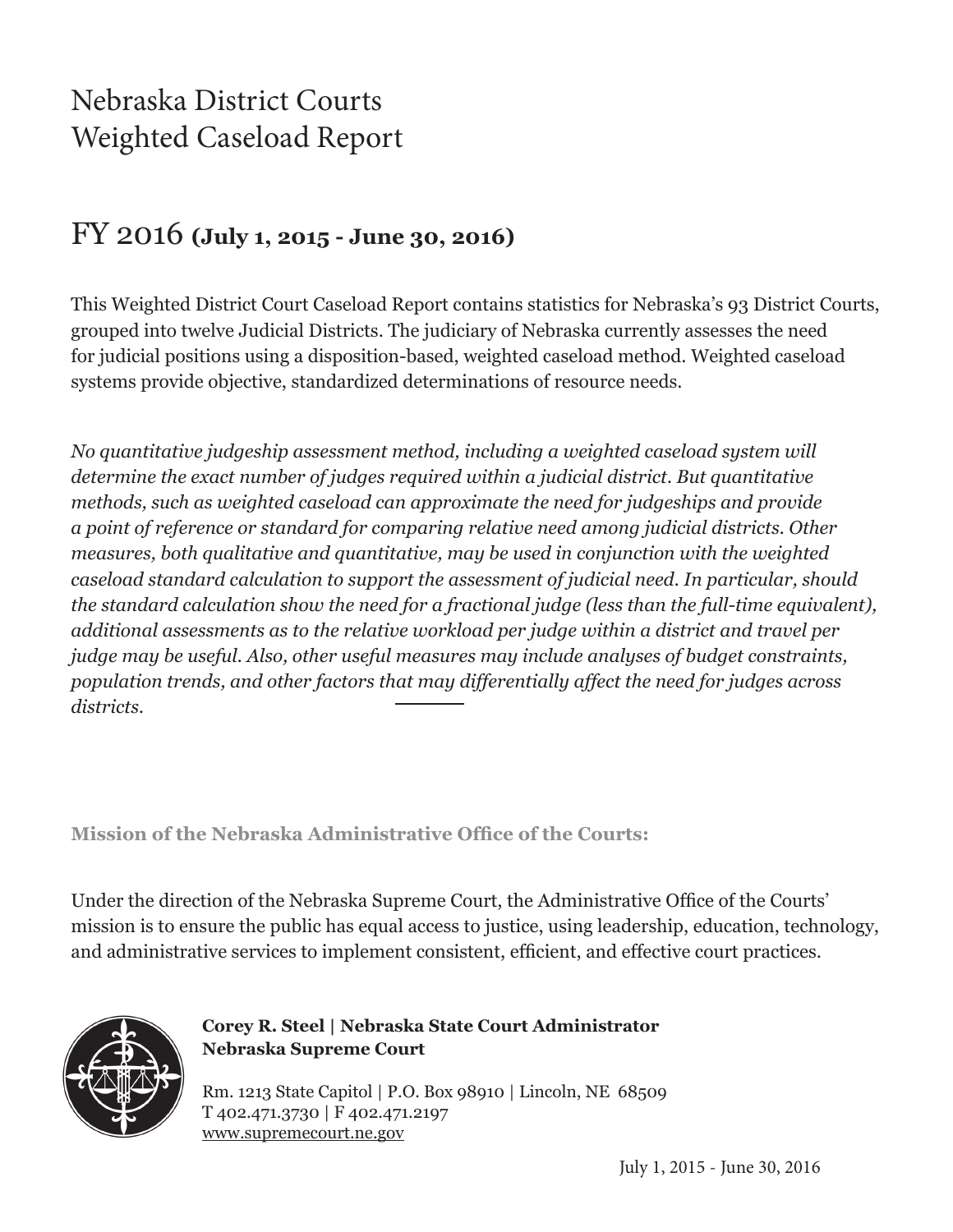# Nebraska District Courts
# Weighted Caseload Report

## FY 2016 **(July 1, 2015 - June 30, 2016)**

This Weighted District Court Caseload Report contains statistics for Nebraska's 93 District Courts, grouped into twelve Judicial Districts. The judiciary of Nebraska currently assesses the need for judicial positions using a disposition-based, weighted caseload method. Weighted caseload systems provide objective, standardized determinations of resource needs.

*No quantitative judgeship assessment method, including a weighted caseload system will determine the exact number of judges required within a judicial district. But quantitative methods, such as weighted caseload can approximate the need for judgeships and provide a point of reference or standard for comparing relative need among judicial districts. Other measures, both qualitative and quantitative, may be used in conjunction with the weighted caseload standard calculation to support the assessment of judicial need. In particular, should the standard calculation show the need for a fractional judge (less than the full-time equivalent), additional assessments as to the relative workload per judge within a district and travel per judge may be useful. Also, other useful measures may include analyses of budget constraints, population trends, and other factors that may differentially affect the need for judges across districts.*

**Mission of the Nebraska Administrative Office of the Courts:**

Under the direction of the Nebraska Supreme Court, the Administrative Office of the Courts' mission is to ensure the public has equal access to justice, using leadership, education, technology, and administrative services to implement consistent, efficient, and effective court practices.

**Corey R. Steel | Nebraska State Court Administrator**
**Nebraska Supreme Court**

Rm. 1213 State Capitol | P.O. Box 98910 | Lincoln, NE 68509
T 402.471.3730 | F 402.471.2197
www.supremecourt.ne.gov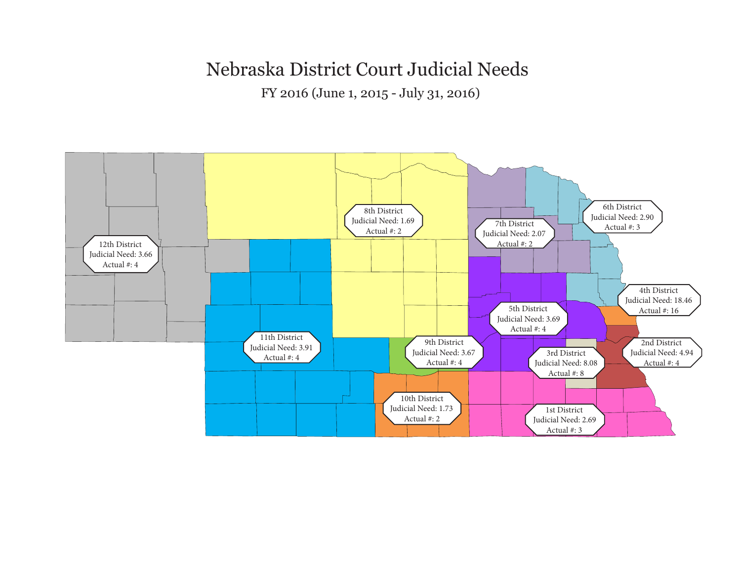# Nebraska District Court Judicial Needs

FY 2016 (June 1, 2015 - July 31, 2016)

12th District
Judicial Need: 3.66
Actual #: 4

8th District
Judicial Need: 1.69
Actual #: 2

7th District
Judicial Need: 2.07
Actual #: 2

6th District
Judicial Need: 2.90
Actual #: 3

4th District
Judicial Need: 18.46
Actual #: 16

5th District
Judicial Need: 3.69
Actual #: 4

11th District
Judicial Need: 3.91
Actual #: 4

9th District
Judicial Need: 3.67
Actual #: 4

3rd District
Judicial Need: 8.08
Actual #: 8

2nd District
Judicial Need: 4.94
Actual #: 4

10th District
Judicial Need: 1.73
Actual #: 2

1st District
Judicial Need: 2.69
Actual #: 3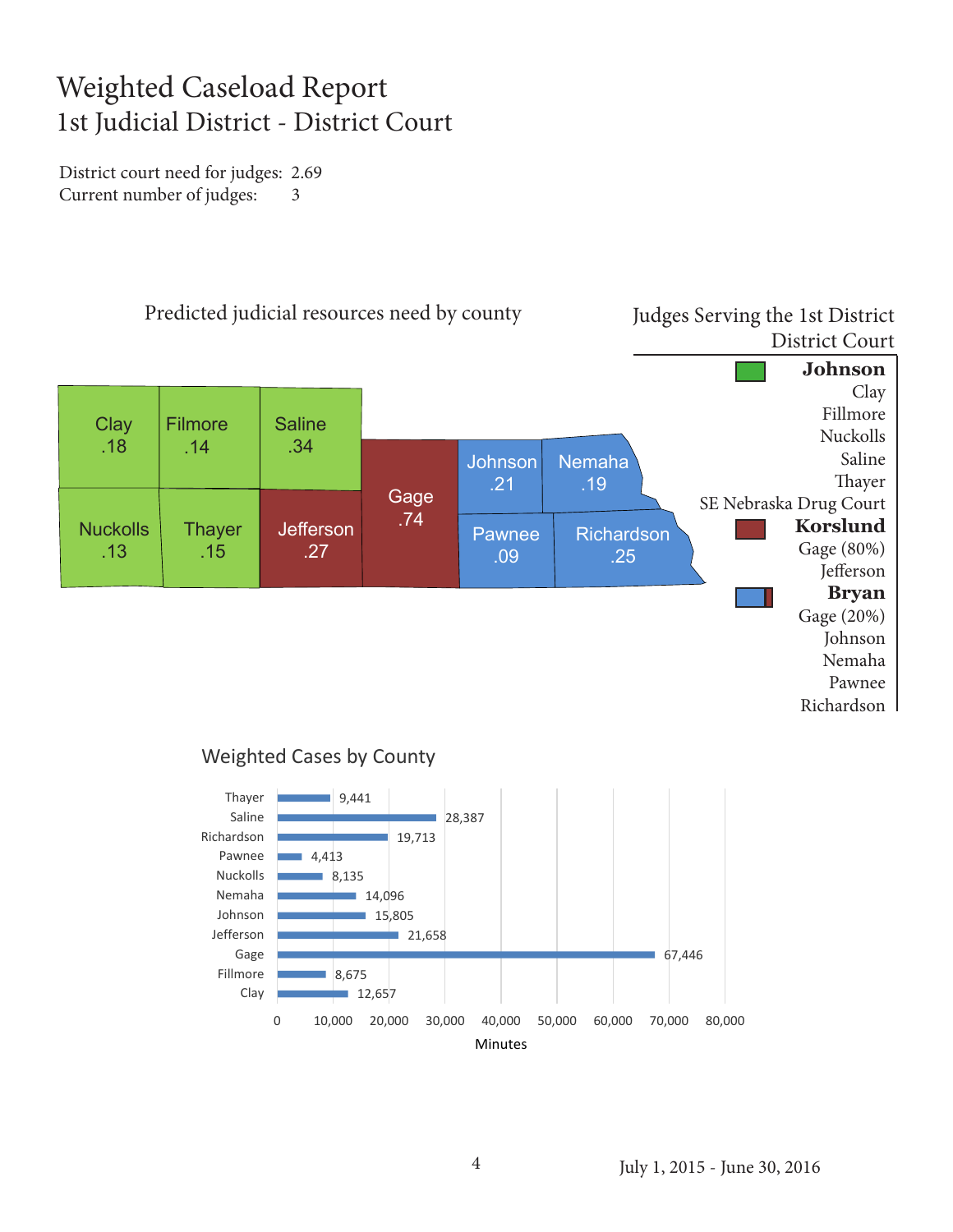# Weighted Caseload Report
## 1st Judicial District - District Court

District court need for judges: 2.69
Current number of judges: 3

### Predicted judicial resources need by county

| County | Need |
|---|---|
| Clay | .18 |
| Filmore | .14 |
| Saline | .34 |
| Nuckolls | .13 |
| Thayer | .15 |
| Jefferson | .27 |
| Gage | .74 |
| Johnson | .21 |
| Nemaha | .19 |
| Pawnee | .09 |
| Richardson | .25 |

### Judges Serving the 1st District District Court

**Johnson**
Clay
Fillmore
Nuckolls
Saline
Thayer
SE Nebraska Drug Court

**Korslund**
Gage (80%)
Jefferson

**Bryan**
Gage (20%)
Johnson
Nemaha
Pawnee
Richardson

### Weighted Cases by County

| County | Minutes |
|---|---|
| Thayer | 9,441 |
| Saline | 28,387 |
| Richardson | 19,713 |
| Pawnee | 4,413 |
| Nuckolls | 8,135 |
| Nemaha | 14,096 |
| Johnson | 15,805 |
| Jefferson | 21,658 |
| Gage | 67,446 |
| Fillmore | 8,675 |
| Clay | 12,657 |

July 1, 2015 - June 30, 2016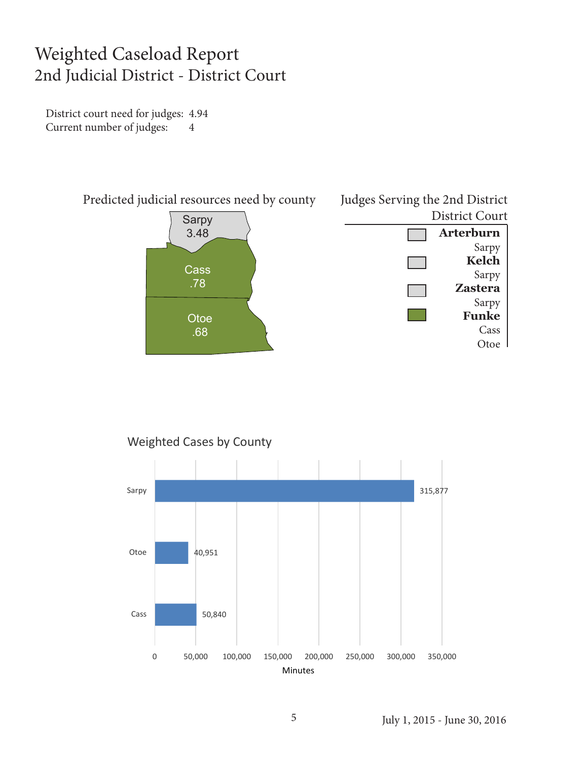# Weighted Caseload Report

## 2nd Judicial District - District Court

District court need for judges: 4.94
Current number of judges: 4

### Predicted judicial resources need by county

| County | Need |
| --- | --- |
| Sarpy | 3.48 |
| Cass | .78 |
| Otoe | .68 |

### Judges Serving the 2nd District District Court

| Judge | County |
| --- | --- |
| **Arterburn** | Sarpy |
| **Kelch** | Sarpy |
| **Zastera** | Sarpy |
| **Funke** | Cass, Otoe |

### Weighted Cases by County

| County | Minutes |
| --- | --- |
| Sarpy | 315,877 |
| Otoe | 40,951 |
| Cass | 50,840 |

July 1, 2015 - June 30, 2016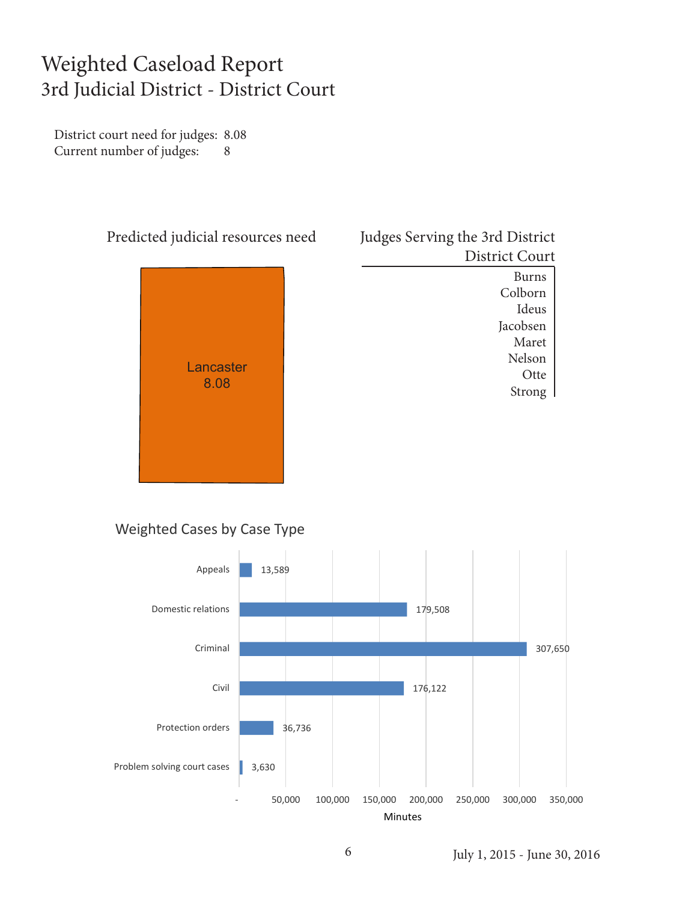# Weighted Caseload Report

## 3rd Judicial District - District Court

District court need for judges: 8.08
Current number of judges: 8

### Predicted judicial resources need

Lancaster
8.08

### Judges Serving the 3rd District District Court

Burns
Colborn
Ideus
Jacobsen
Maret
Nelson
Otte
Strong

### Weighted Cases by Case Type

| Case Type | Minutes |
| --- | --- |
| Appeals | 13,589 |
| Domestic relations | 179,508 |
| Criminal | 307,650 |
| Civil | 176,122 |
| Protection orders | 36,736 |
| Problem solving court cases | 3,630 |

July 1, 2015 - June 30, 2016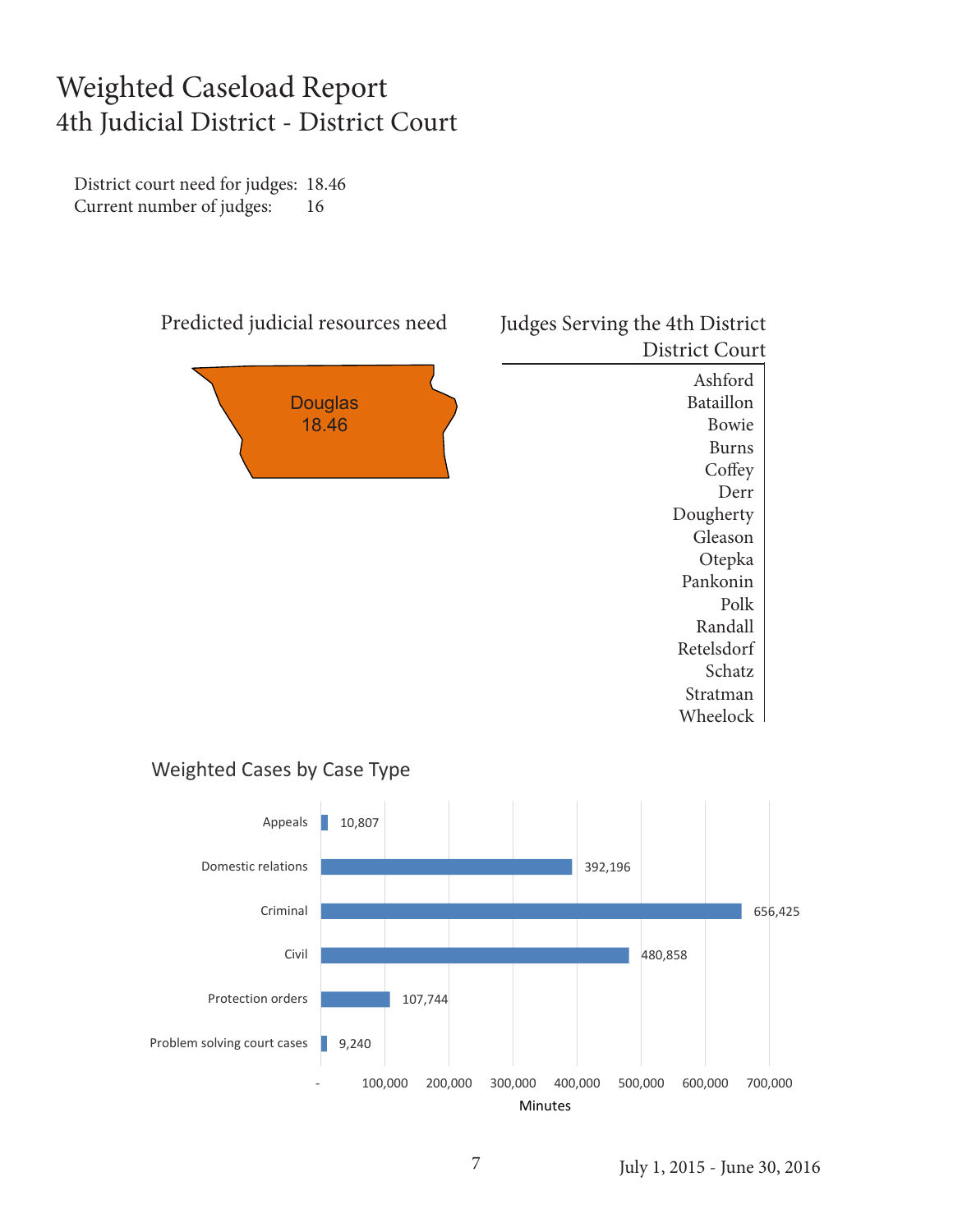# Weighted Caseload Report
## 4th Judicial District - District Court

District court need for judges: 18.46
Current number of judges: 16

### Predicted judicial resources need

Douglas
18.46

### Judges Serving the 4th District District Court

- Ashford
- Bataillon
- Bowie
- Burns
- Coffey
- Derr
- Dougherty
- Gleason
- Otepka
- Pankonin
- Polk
- Randall
- Retelsdorf
- Schatz
- Stratman
- Wheelock

### Weighted Cases by Case Type

| Case Type | Minutes |
| --- | --- |
| Appeals | 10,807 |
| Domestic relations | 392,196 |
| Criminal | 656,425 |
| Civil | 480,858 |
| Protection orders | 107,744 |
| Problem solving court cases | 9,240 |

July 1, 2015 - June 30, 2016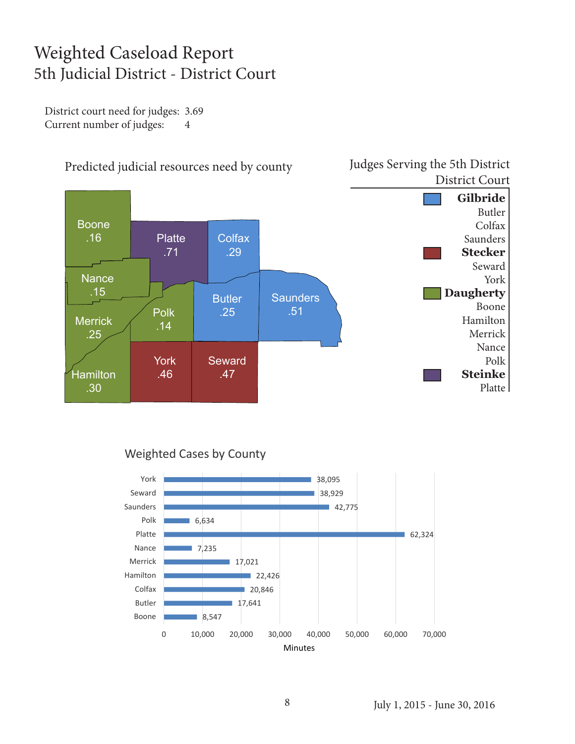# Weighted Caseload Report

## 5th Judicial District - District Court

District court need for judges: 3.69
Current number of judges: 4

### Predicted judicial resources need by county

| County | Need |
|---|---|
| Boone | .16 |
| Platte | .71 |
| Colfax | .29 |
| Nance | .15 |
| Merrick | .25 |
| Polk | .14 |
| Butler | .25 |
| Saunders | .51 |
| Hamilton | .30 |
| York | .46 |
| Seward | .47 |

### Judges Serving the 5th District District Court

**Gilbride**
Butler
Colfax
Saunders

**Stecker**
Seward
York

**Daugherty**
Boone
Hamilton
Merrick
Nance
Polk

**Steinke**
Platte

### Weighted Cases by County

| County | Minutes |
|---|---|
| York | 38,095 |
| Seward | 38,929 |
| Saunders | 42,775 |
| Polk | 6,634 |
| Platte | 62,324 |
| Nance | 7,235 |
| Merrick | 17,021 |
| Hamilton | 22,426 |
| Colfax | 20,846 |
| Butler | 17,641 |
| Boone | 8,547 |

July 1, 2015 - June 30, 2016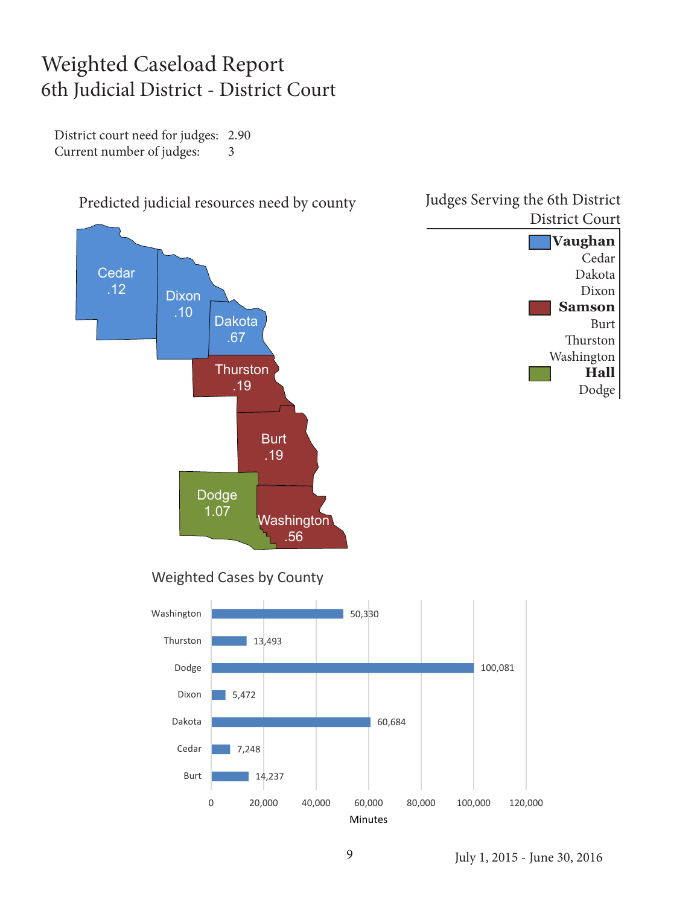# Weighted Caseload Report
## 6th Judicial District - District Court

District court need for judges: 2.90
Current number of judges: 3

### Predicted judicial resources need by county

| County | Need |
|---|---|
| Cedar | .12 |
| Dixon | .10 |
| Dakota | .67 |
| Thurston | .19 |
| Burt | .19 |
| Dodge | 1.07 |
| Washington | .56 |

### Judges Serving the 6th District District Court

**Vaughan**
Cedar
Dakota
Dixon

**Samson**
Burt
Thurston
Washington

**Hall**
Dodge

### Weighted Cases by County

| County | Minutes |
|---|---|
| Washington | 50,330 |
| Thurston | 13,493 |
| Dodge | 100,081 |
| Dixon | 5,472 |
| Dakota | 60,684 |
| Cedar | 7,248 |
| Burt | 14,237 |

July 1, 2015 - June 30, 2016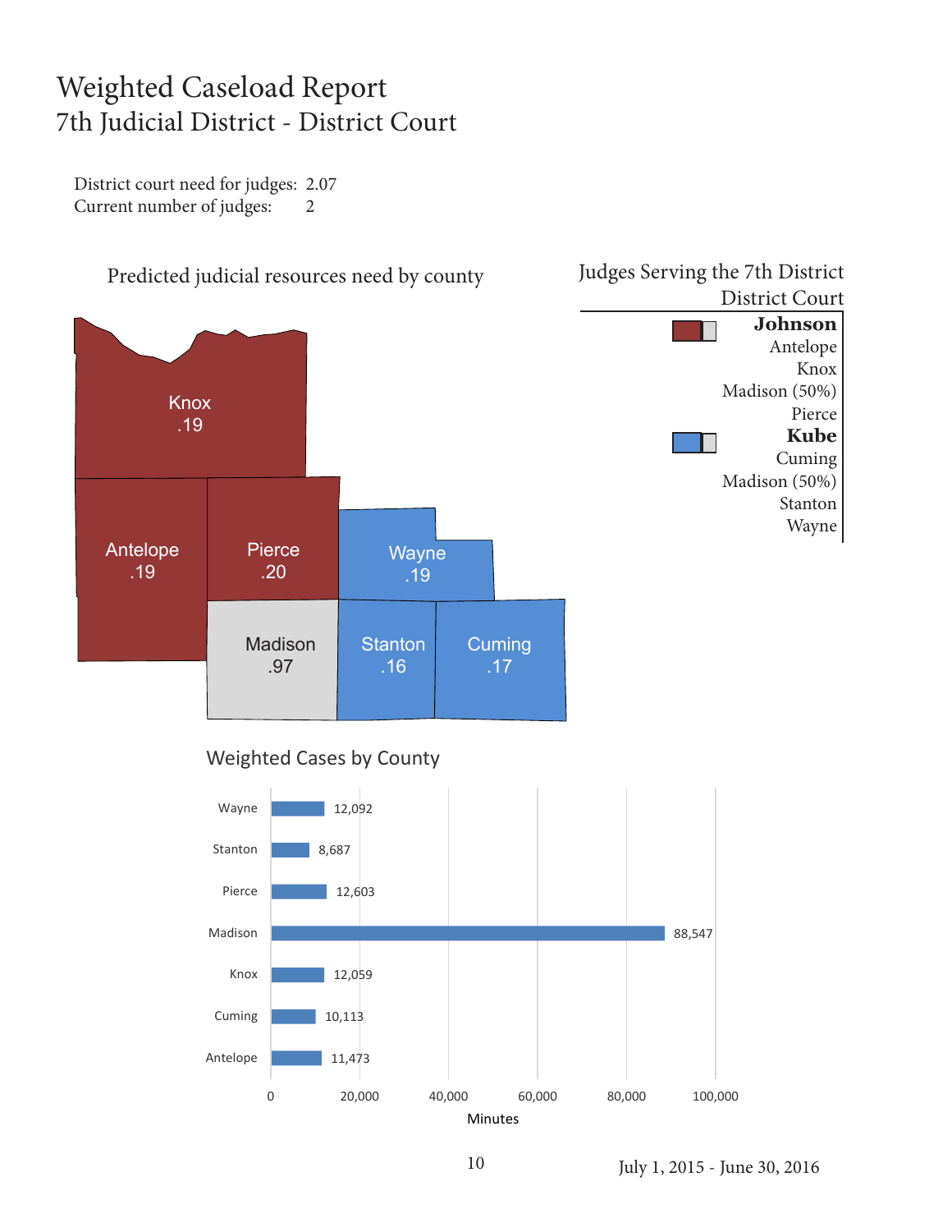# Weighted Caseload Report
## 7th Judicial District - District Court

District court need for judges: 2.07
Current number of judges: 2

### Predicted judicial resources need by county

| County | Need |
|---|---|
| Knox | .19 |
| Antelope | .19 |
| Pierce | .20 |
| Wayne | .19 |
| Madison | .97 |
| Stanton | .16 |
| Cuming | .17 |

### Judges Serving the 7th District District Court

**Johnson**
- Antelope
- Knox
- Madison (50%)
- Pierce

**Kube**
- Cuming
- Madison (50%)
- Stanton
- Wayne

### Weighted Cases by County

| County | Minutes |
|---|---|
| Wayne | 12,092 |
| Stanton | 8,687 |
| Pierce | 12,603 |
| Madison | 88,547 |
| Knox | 12,059 |
| Cuming | 10,113 |
| Antelope | 11,473 |

July 1, 2015 - June 30, 2016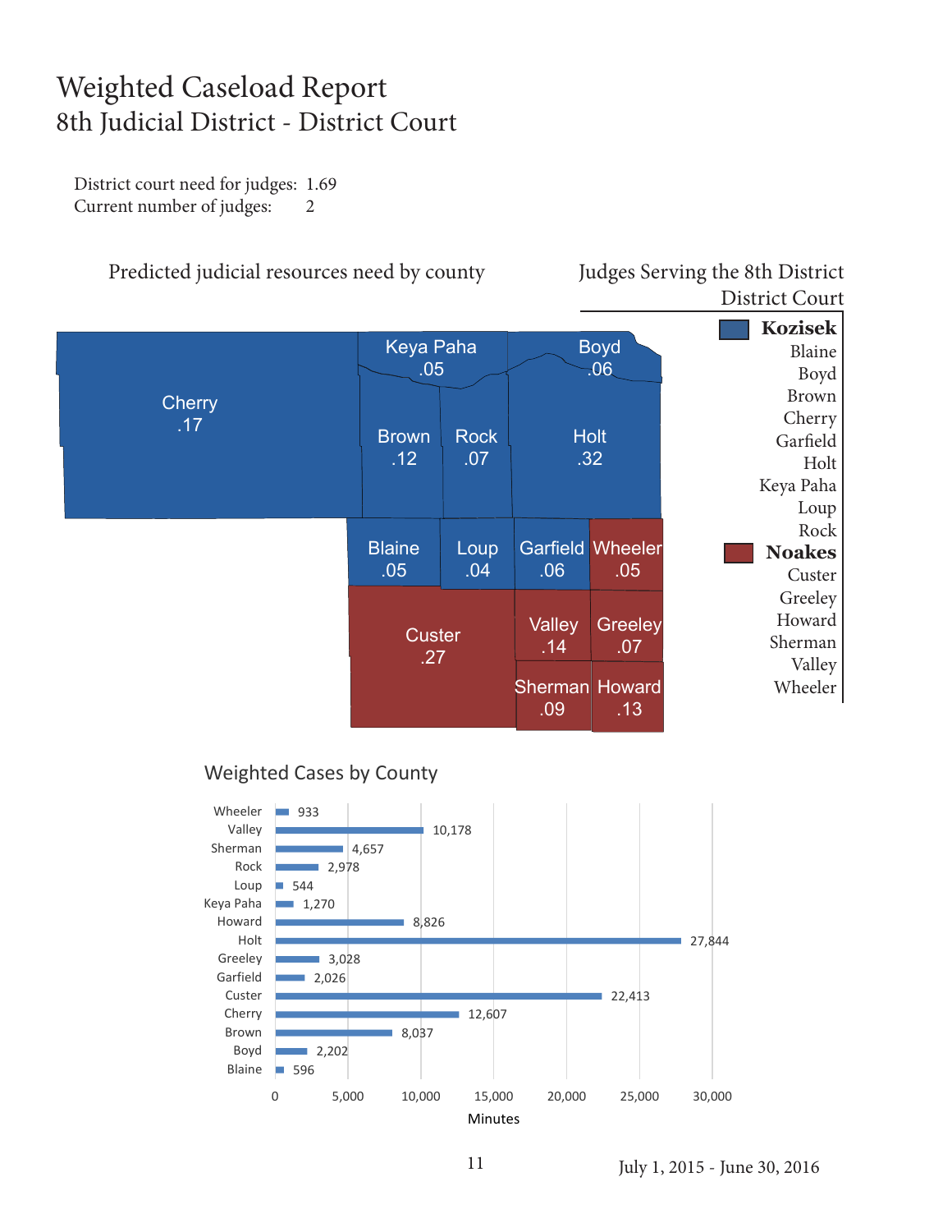# Weighted Caseload Report

## 8th Judicial District - District Court

District court need for judges: 1.69
Current number of judges: 2

### Predicted judicial resources need by county

| County | Need |
|---|---|
| Cherry | .17 |
| Keya Paha | .05 |
| Boyd | .06 |
| Brown | .12 |
| Rock | .07 |
| Holt | .32 |
| Blaine | .05 |
| Loup | .04 |
| Garfield | .06 |
| Wheeler | .05 |
| Custer | .27 |
| Valley | .14 |
| Greeley | .07 |
| Sherman | .09 |
| Howard | .13 |

### Judges Serving the 8th District District Court

**Kozisek**
- Blaine
- Boyd
- Brown
- Cherry
- Garfield
- Holt
- Keya Paha
- Loup
- Rock

**Noakes**
- Custer
- Greeley
- Howard
- Sherman
- Valley
- Wheeler

### Weighted Cases by County

| County | Minutes |
|---|---|
| Wheeler | 933 |
| Valley | 10,178 |
| Sherman | 4,657 |
| Rock | 2,978 |
| Loup | 544 |
| Keya Paha | 1,270 |
| Howard | 8,826 |
| Holt | 27,844 |
| Greeley | 3,028 |
| Garfield | 2,026 |
| Custer | 22,413 |
| Cherry | 12,607 |
| Brown | 8,037 |
| Boyd | 2,202 |
| Blaine | 596 |

July 1, 2015 - June 30, 2016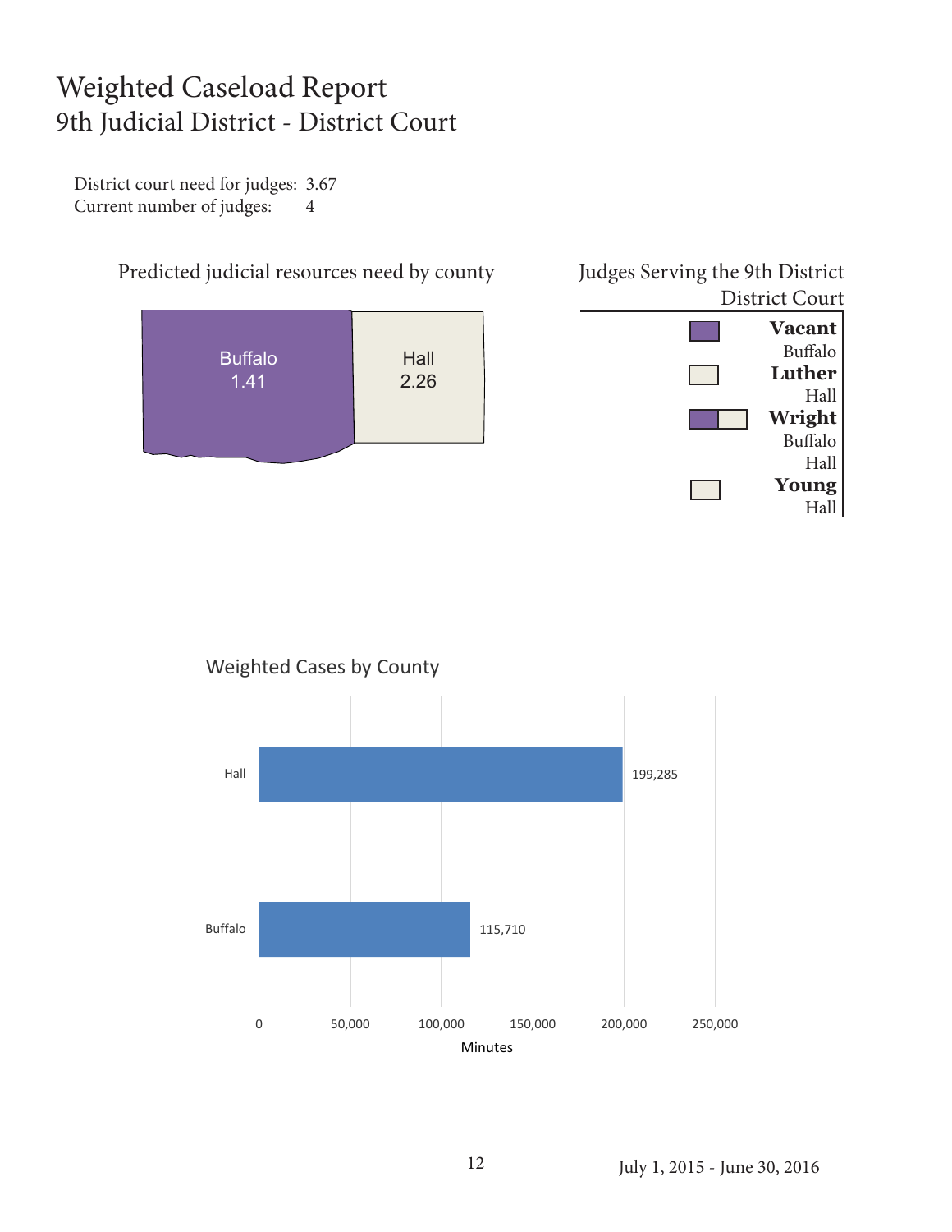# Weighted Caseload Report
## 9th Judicial District - District Court

District court need for judges: 3.67
Current number of judges: 4

### Predicted judicial resources need by county

| County | Need |
|---|---|
| Buffalo | 1.41 |
| Hall | 2.26 |

### Judges Serving the 9th District District Court

| Judge | County |
|---|---|
| **Vacant** | Buffalo |
| **Luther** | Hall |
| **Wright** | Buffalo, Hall |
| **Young** | Hall |

### Weighted Cases by County

| County | Minutes |
|---|---|
| Hall | 199,285 |
| Buffalo | 115,710 |

July 1, 2015 - June 30, 2016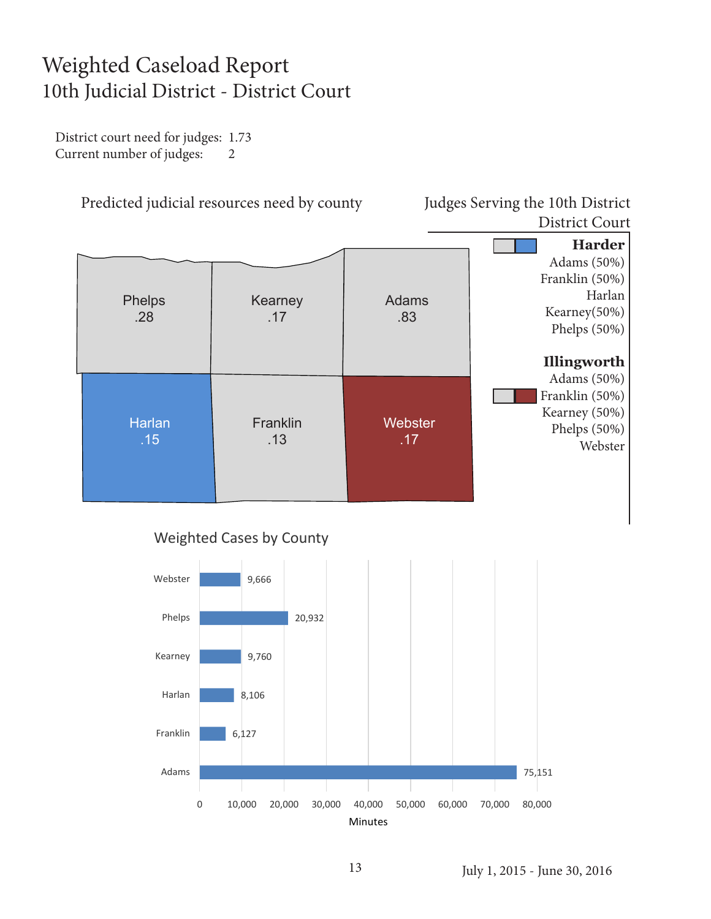# Weighted Caseload Report
## 10th Judicial District - District Court

District court need for judges: 1.73
Current number of judges: 2

### Predicted judicial resources need by county

| County | Need |
|---|---|
| Phelps | .28 |
| Kearney | .17 |
| Adams | .83 |
| Harlan | .15 |
| Franklin | .13 |
| Webster | .17 |

### Judges Serving the 10th District District Court

**Harder**
Adams (50%)
Franklin (50%)
Harlan
Kearney(50%)
Phelps (50%)

**Illingworth**
Adams (50%)
Franklin (50%)
Kearney (50%)
Phelps (50%)
Webster

### Weighted Cases by County

| County | Minutes |
|---|---|
| Webster | 9,666 |
| Phelps | 20,932 |
| Kearney | 9,760 |
| Harlan | 8,106 |
| Franklin | 6,127 |
| Adams | 75,151 |

July 1, 2015 - June 30, 2016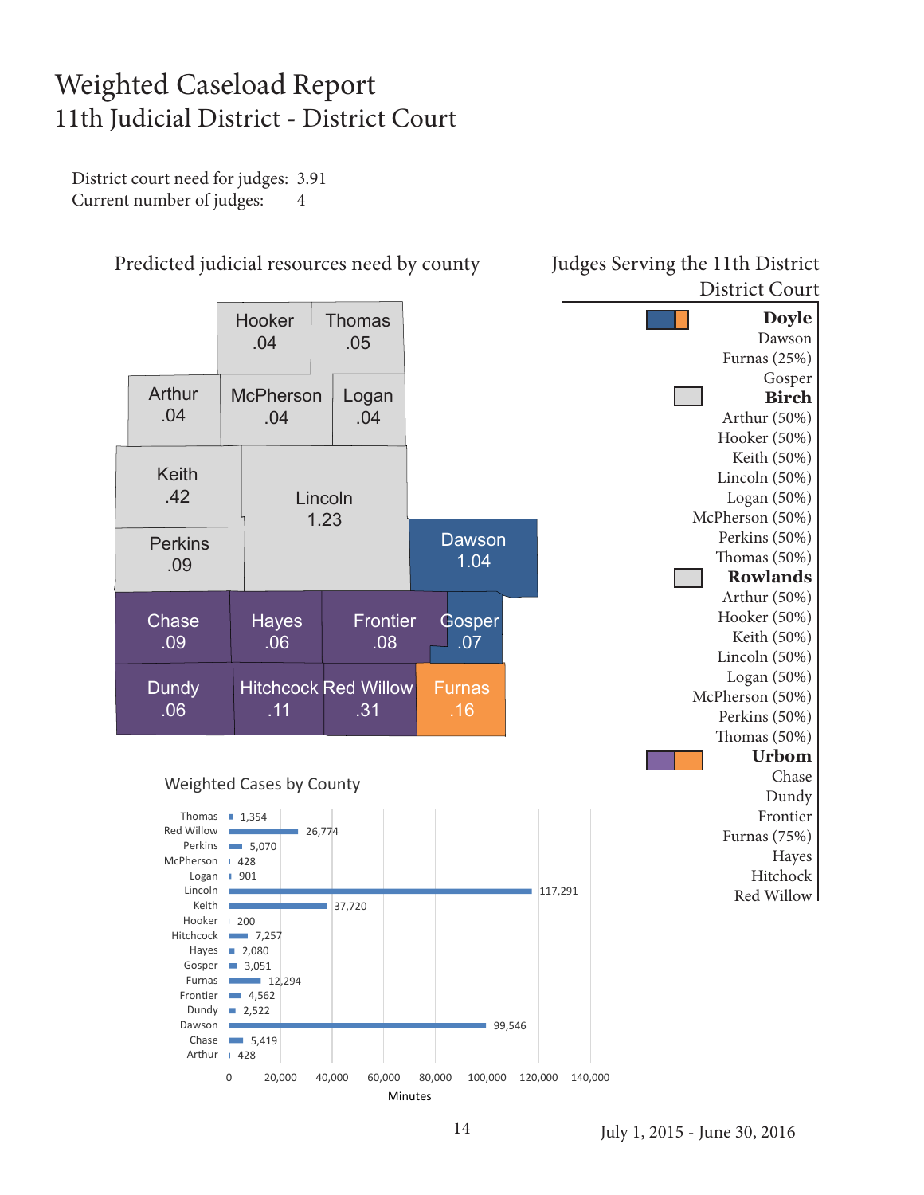# Weighted Caseload Report
## 11th Judicial District - District Court

District court need for judges: 3.91
Current number of judges: 4

### Predicted judicial resources need by county

| County | Need |
|---|---|
| Hooker | .04 |
| Thomas | .05 |
| Arthur | .04 |
| McPherson | .04 |
| Logan | .04 |
| Keith | .42 |
| Lincoln | 1.23 |
| Perkins | .09 |
| Dawson | 1.04 |
| Chase | .09 |
| Hayes | .06 |
| Frontier | .08 |
| Gosper | .07 |
| Dundy | .06 |
| Hitchcock | .11 |
| Red Willow | .31 |
| Furnas | .16 |

### Judges Serving the 11th District District Court

**Doyle**
Dawson
Furnas (25%)
Gosper

**Birch**
Arthur (50%)
Hooker (50%)
Keith (50%)
Lincoln (50%)
Logan (50%)
McPherson (50%)
Perkins (50%)
Thomas (50%)

**Rowlands**
Arthur (50%)
Hooker (50%)
Keith (50%)
Lincoln (50%)
Logan (50%)
McPherson (50%)
Perkins (50%)
Thomas (50%)

**Urbom**
Chase
Dundy
Frontier
Furnas (75%)
Hayes
Hitchcock
Red Willow

### Weighted Cases by County

| County | Minutes |
|---|---|
| Thomas | 1,354 |
| Red Willow | 26,774 |
| Perkins | 5,070 |
| McPherson | 428 |
| Logan | 901 |
| Lincoln | 117,291 |
| Keith | 37,720 |
| Hooker | 200 |
| Hitchcock | 7,257 |
| Hayes | 2,080 |
| Gosper | 3,051 |
| Furnas | 12,294 |
| Frontier | 4,562 |
| Dundy | 2,522 |
| Dawson | 99,546 |
| Chase | 5,419 |
| Arthur | 428 |

July 1, 2015 - June 30, 2016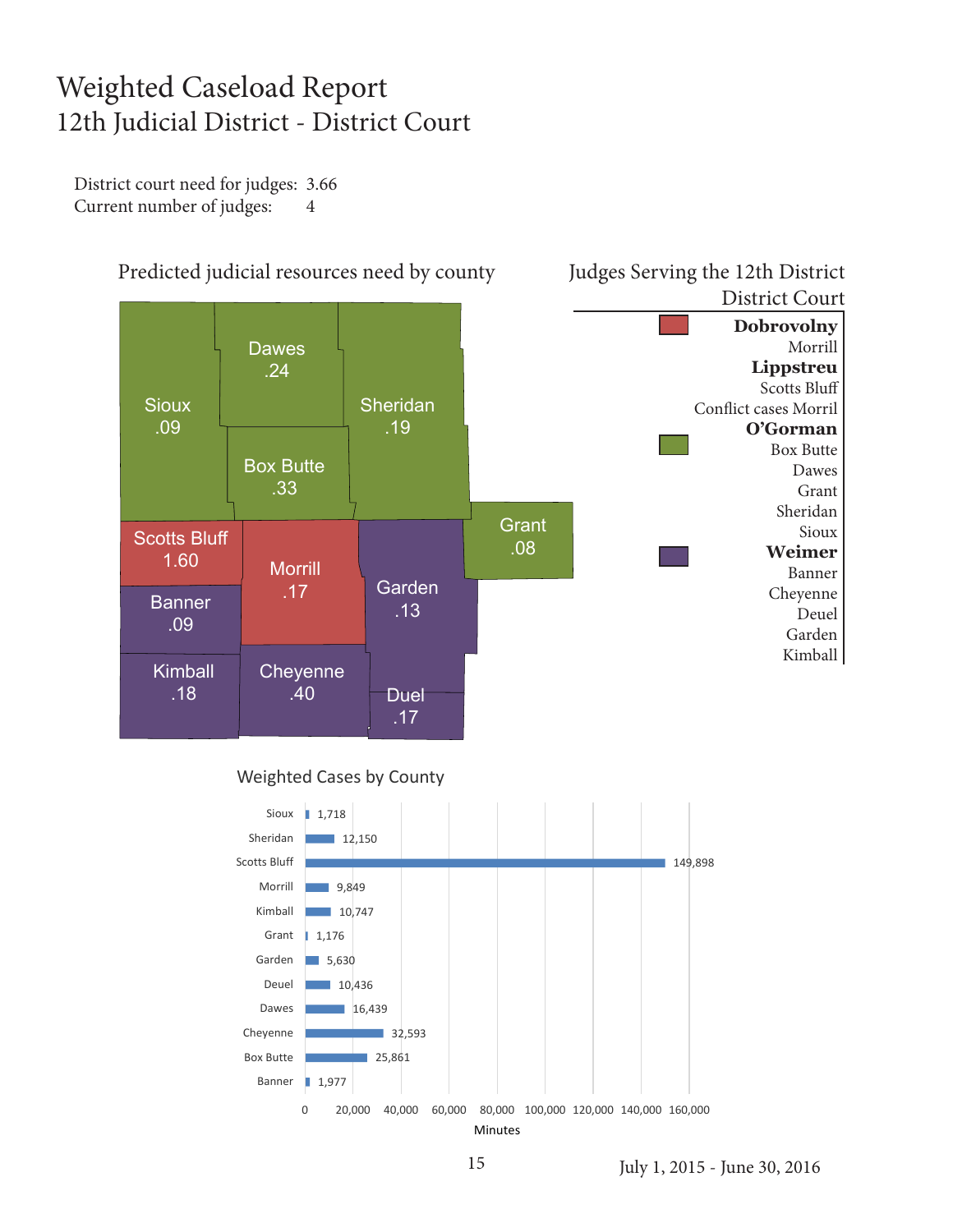# Weighted Caseload Report
## 12th Judicial District - District Court

District court need for judges: 3.66
Current number of judges: 4

Predicted judicial resources need by county

Dawes
.24
Sioux
.09
Sheridan
.19
Box Butte
.33
Grant
.08
Scotts Bluff
1.60
Morrill
.17
Garden
.13
Banner
.09
Kimball
.18
Cheyenne
.40
Duel
.17

Judges Serving the 12th District
District Court

**Dobrovolny**
Morrill
**Lippstreu**
Scotts Bluff
Conflict cases Morril
**O'Gorman**
Box Butte
Dawes
Grant
Sheridan
Sioux
**Weimer**
Banner
Cheyenne
Deuel
Garden
Kimball

Weighted Cases by County

Sioux 1,718
Sheridan 12,150
Scotts Bluff 149,898
Morrill 9,849
Kimball 10,747
Grant 1,176
Garden 5,630
Deuel 10,436
Dawes 16,439
Cheyenne 32,593
Box Butte 25,861
Banner 1,977

0 20,000 40,000 60,000 80,000 100,000 120,000 140,000 160,000
Minutes

July 1, 2015 - June 30, 2016